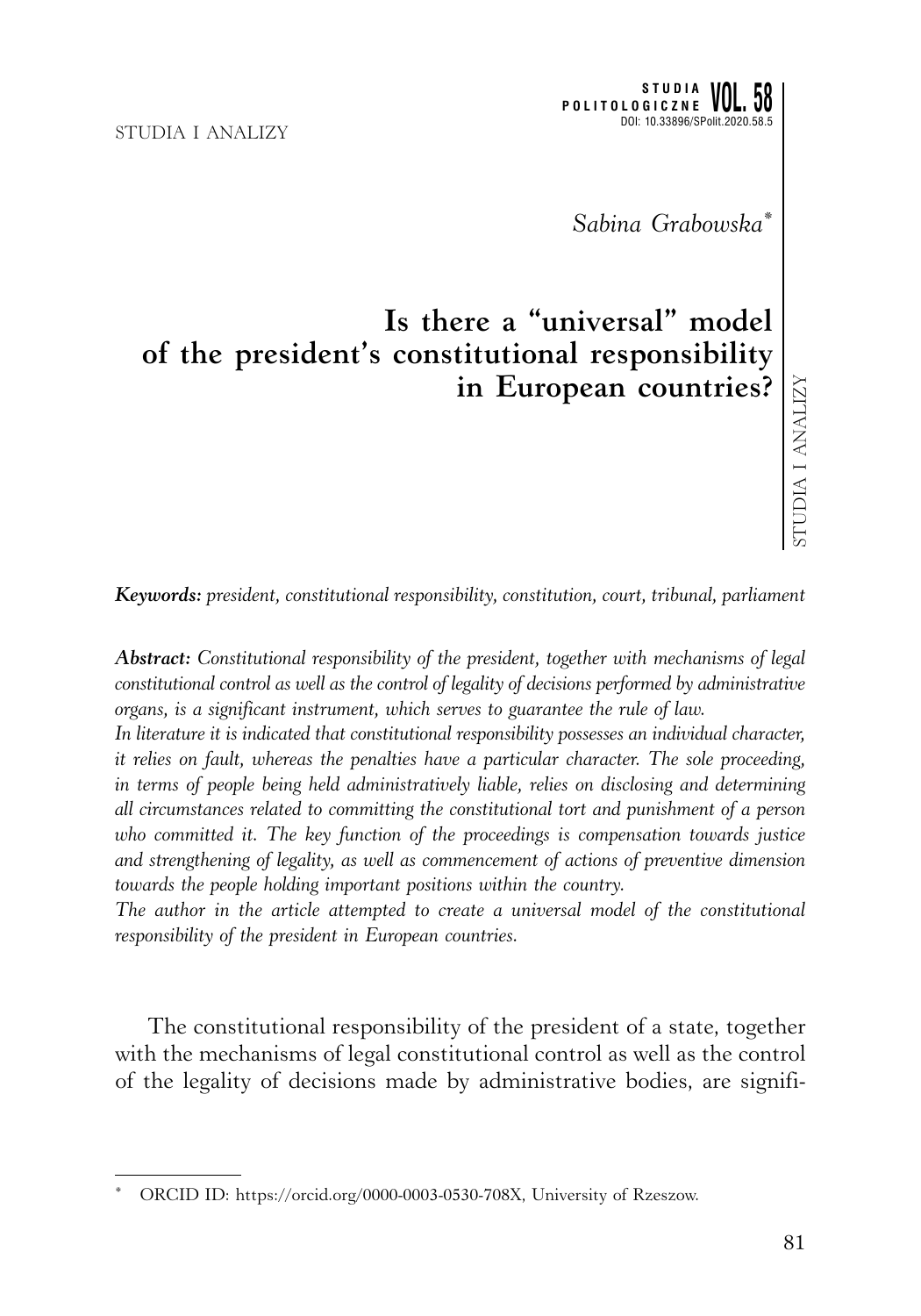Sabina Grabowska[*]

# Is there a "universal" model of the president's constitutional responsibility in European countries?

***Keywords:*** *president, constitutional responsibility, constitution, court, tribunal, parliament*

***Abstract:*** *Constitutional responsibility of the president, together with mechanisms of legal constitutional control as well as the control of legality of decisions performed by administrative organs, is a significant instrument, which serves to guarantee the rule of law.*
*In literature it is indicated that constitutional responsibility possesses an individual character, it relies on fault, whereas the penalties have a particular character. The sole proceeding, in terms of people being held administratively liable, relies on disclosing and determining all circumstances related to committing the constitutional tort and punishment of a person who committed it. The key function of the proceedings is compensation towards justice and strengthening of legality, as well as commencement of actions of preventive dimension towards the people holding important positions within the country.*
*The author in the article attempted to create a universal model of the constitutional responsibility of the president in European countries.*

The constitutional responsibility of the president of a state, together with the mechanisms of legal constitutional control as well as the control of the legality of decisions made by administrative bodies, are signifi-

---

[*] ORCID ID: https://orcid.org/0000-0003-0530-708X, University of Rzeszow.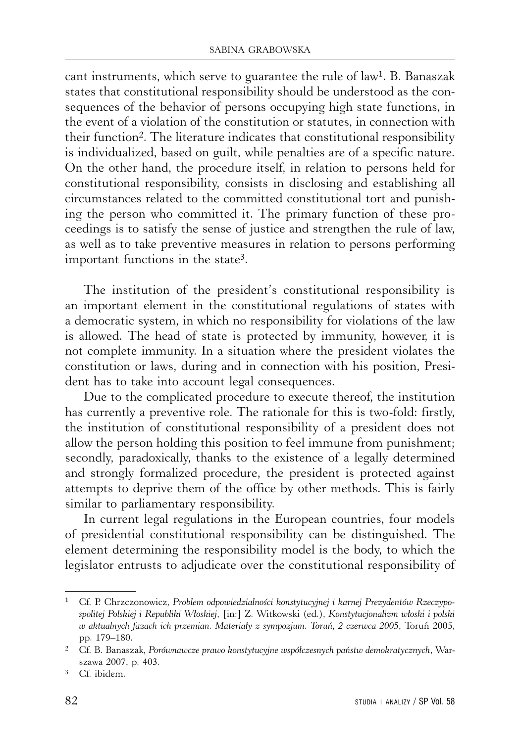cant instruments, which serve to guarantee the rule of law[1]. B. Banaszak states that constitutional responsibility should be understood as the consequences of the behavior of persons occupying high state functions, in the event of a violation of the constitution or statutes, in connection with their function[2]. The literature indicates that constitutional responsibility is individualized, based on guilt, while penalties are of a specific nature. On the other hand, the procedure itself, in relation to persons held for constitutional responsibility, consists in disclosing and establishing all circumstances related to the committed constitutional tort and punishing the person who committed it. The primary function of these proceedings is to satisfy the sense of justice and strengthen the rule of law, as well as to take preventive measures in relation to persons performing important functions in the state[3].

The institution of the president's constitutional responsibility is an important element in the constitutional regulations of states with a democratic system, in which no responsibility for violations of the law is allowed. The head of state is protected by immunity, however, it is not complete immunity. In a situation where the president violates the constitution or laws, during and in connection with his position, President has to take into account legal consequences.

Due to the complicated procedure to execute thereof, the institution has currently a preventive role. The rationale for this is two-fold: firstly, the institution of constitutional responsibility of a president does not allow the person holding this position to feel immune from punishment; secondly, paradoxically, thanks to the existence of a legally determined and strongly formalized procedure, the president is protected against attempts to deprive them of the office by other methods. This is fairly similar to parliamentary responsibility.

In current legal regulations in the European countries, four models of presidential constitutional responsibility can be distinguished. The element determining the responsibility model is the body, to which the legislator entrusts to adjudicate over the constitutional responsibility of

---

[1] Cf. P. Chrzczonowicz, *Problem odpowiedzialności konstytucyjnej i karnej Prezydentów Rzeczypospolitej Polskiej i Republiki Włoskiej*, [in:] Z. Witkowski (ed.), *Konstytucjonalizm włoski i polski w aktualnych fazach ich przemian. Materiały z sympozjum. Toruń, 2 czerwca 2005*, Toruń 2005, pp. 179–180.

[2] Cf. B. Banaszak, *Porównawcze prawo konstytucyjne współczesnych państw demokratycznych*, Warszawa 2007, p. 403.

[3] Cf. ibidem.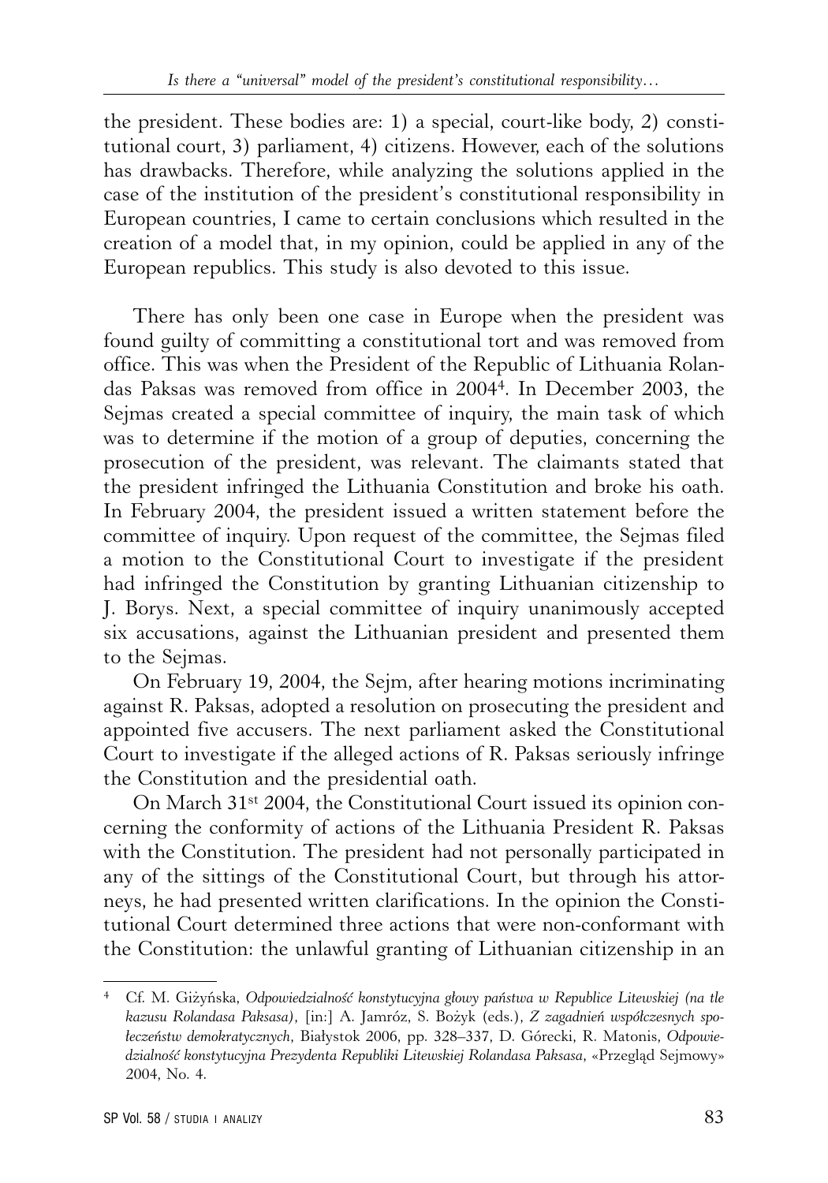the president. These bodies are: 1) a special, court-like body, 2) constitutional court, 3) parliament, 4) citizens. However, each of the solutions has drawbacks. Therefore, while analyzing the solutions applied in the case of the institution of the president's constitutional responsibility in European countries, I came to certain conclusions which resulted in the creation of a model that, in my opinion, could be applied in any of the European republics. This study is also devoted to this issue.

There has only been one case in Europe when the president was found guilty of committing a constitutional tort and was removed from office. This was when the President of the Republic of Lithuania Rolandas Paksas was removed from office in 2004[4]. In December 2003, the Sejmas created a special committee of inquiry, the main task of which was to determine if the motion of a group of deputies, concerning the prosecution of the president, was relevant. The claimants stated that the president infringed the Lithuania Constitution and broke his oath. In February 2004, the president issued a written statement before the committee of inquiry. Upon request of the committee, the Sejmas filed a motion to the Constitutional Court to investigate if the president had infringed the Constitution by granting Lithuanian citizenship to J. Borys. Next, a special committee of inquiry unanimously accepted six accusations, against the Lithuanian president and presented them to the Sejmas.

On February 19, 2004, the Sejm, after hearing motions incriminating against R. Paksas, adopted a resolution on prosecuting the president and appointed five accusers. The next parliament asked the Constitutional Court to investigate if the alleged actions of R. Paksas seriously infringe the Constitution and the presidential oath.

On March 31st 2004, the Constitutional Court issued its opinion concerning the conformity of actions of the Lithuania President R. Paksas with the Constitution. The president had not personally participated in any of the sittings of the Constitutional Court, but through his attorneys, he had presented written clarifications. In the opinion the Constitutional Court determined three actions that were non-conformant with the Constitution: the unlawful granting of Lithuanian citizenship in an

---

[4] Cf. M. Giżyńska, *Odpowiedzialność konstytucyjna głowy państwa w Republice Litewskiej (na tle kazusu Rolandasa Paksasa)*, [in:] A. Jamróz, S. Bożyk (eds.), *Z zagadnień współczesnych społeczeństw demokratycznych*, Białystok 2006, pp. 328–337, D. Górecki, R. Matonis, *Odpowiedzialność konstytucyjna Prezydenta Republiki Litewskiej Rolandasa Paksasa*, «Przegląd Sejmowy» 2004, No. 4.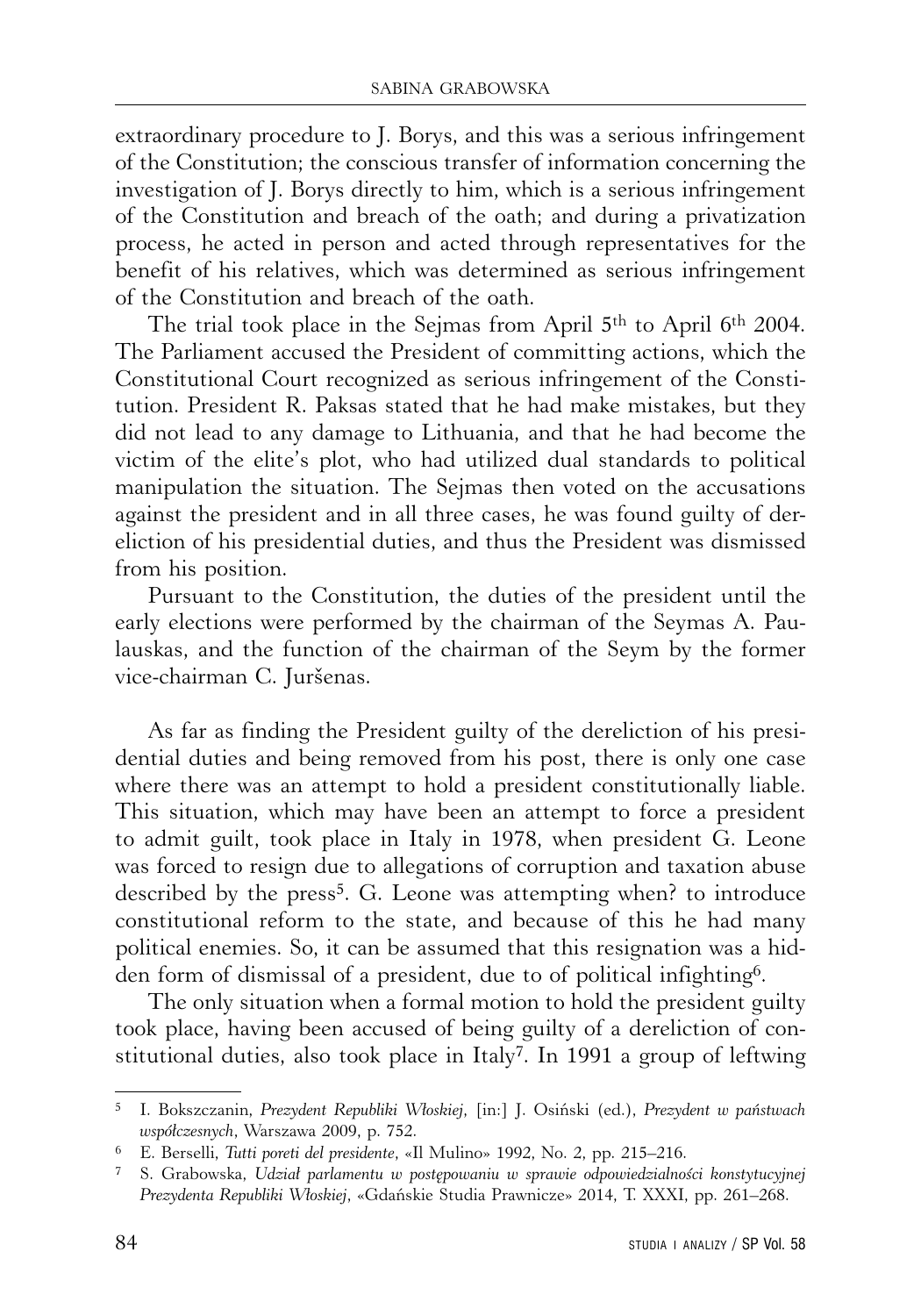extraordinary procedure to J. Borys, and this was a serious infringement of the Constitution; the conscious transfer of information concerning the investigation of J. Borys directly to him, which is a serious infringement of the Constitution and breach of the oath; and during a privatization process, he acted in person and acted through representatives for the benefit of his relatives, which was determined as serious infringement of the Constitution and breach of the oath.

The trial took place in the Sejmas from April 5th to April 6th 2004. The Parliament accused the President of committing actions, which the Constitutional Court recognized as serious infringement of the Constitution. President R. Paksas stated that he had make mistakes, but they did not lead to any damage to Lithuania, and that he had become the victim of the elite's plot, who had utilized dual standards to political manipulation the situation. The Sejmas then voted on the accusations against the president and in all three cases, he was found guilty of dereliction of his presidential duties, and thus the President was dismissed from his position.

Pursuant to the Constitution, the duties of the president until the early elections were performed by the chairman of the Seymas A. Paulauskas, and the function of the chairman of the Seym by the former vice-chairman C. Juršenas.

As far as finding the President guilty of the dereliction of his presidential duties and being removed from his post, there is only one case where there was an attempt to hold a president constitutionally liable. This situation, which may have been an attempt to force a president to admit guilt, took place in Italy in 1978, when president G. Leone was forced to resign due to allegations of corruption and taxation abuse described by the press[5]. G. Leone was attempting when? to introduce constitutional reform to the state, and because of this he had many political enemies. So, it can be assumed that this resignation was a hidden form of dismissal of a president, due to of political infighting[6].

The only situation when a formal motion to hold the president guilty took place, having been accused of being guilty of a dereliction of constitutional duties, also took place in Italy[7]. In 1991 a group of leftwing

---

[5] I. Bokszczanin, *Prezydent Republiki Włoskiej*, [in:] J. Osiński (ed.), *Prezydent w państwach współczesnych*, Warszawa 2009, p. 752.

[6] E. Berselli, *Tutti poreti del presidente*, «Il Mulino» 1992, No. 2, pp. 215–216.

[7] S. Grabowska, *Udział parlamentu w postępowaniu w sprawie odpowiedzialności konstytucyjnej Prezydenta Republiki Włoskiej*, «Gdańskie Studia Prawnicze» 2014, T. XXXI, pp. 261–268.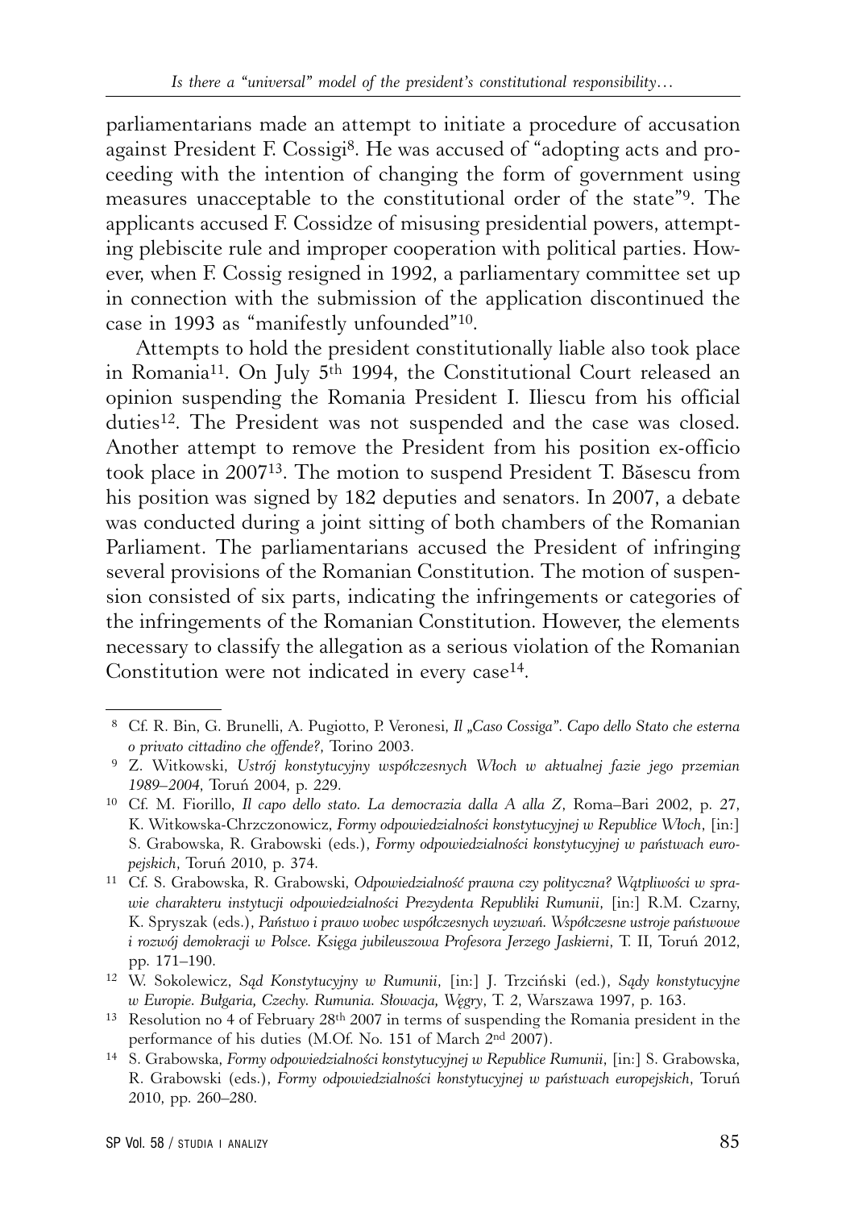parliamentarians made an attempt to initiate a procedure of accusation against President F. Cossigi[8]. He was accused of "adopting acts and proceeding with the intention of changing the form of government using measures unacceptable to the constitutional order of the state"[9]. The applicants accused F. Cossidze of misusing presidential powers, attempting plebiscite rule and improper cooperation with political parties. However, when F. Cossig resigned in 1992, a parliamentary committee set up in connection with the submission of the application discontinued the case in 1993 as "manifestly unfounded"[10].

Attempts to hold the president constitutionally liable also took place in Romania[11]. On July 5th 1994, the Constitutional Court released an opinion suspending the Romania President I. Iliescu from his official duties[12]. The President was not suspended and the case was closed. Another attempt to remove the President from his position ex-officio took place in 2007[13]. The motion to suspend President T. Băsescu from his position was signed by 182 deputies and senators. In 2007, a debate was conducted during a joint sitting of both chambers of the Romanian Parliament. The parliamentarians accused the President of infringing several provisions of the Romanian Constitution. The motion of suspension consisted of six parts, indicating the infringements or categories of the infringements of the Romanian Constitution. However, the elements necessary to classify the allegation as a serious violation of the Romanian Constitution were not indicated in every case[14].

---

[8] Cf. R. Bin, G. Brunelli, A. Pugiotto, P. Veronesi, *Il „Caso Cossiga". Capo dello Stato che esterna o privato cittadino che offende?*, Torino 2003.

[9] Z. Witkowski, *Ustrój konstytucyjny współczesnych Włoch w aktualnej fazie jego przemian 1989–2004*, Toruń 2004, p. 229.

[10] Cf. M. Fiorillo, *Il capo dello stato. La democrazia dalla A alla Z*, Roma–Bari 2002, p. 27, K. Witkowska-Chrzczonowicz, *Formy odpowiedzialności konstytucyjnej w Republice Włoch*, [in:] S. Grabowska, R. Grabowski (eds.), *Formy odpowiedzialności konstytucyjnej w państwach europejskich*, Toruń 2010, p. 374.

[11] Cf. S. Grabowska, R. Grabowski, *Odpowiedzialność prawna czy polityczna? Wątpliwości w sprawie charakteru instytucji odpowiedzialności Prezydenta Republiki Rumunii*, [in:] R.M. Czarny, K. Spryszak (eds.), *Państwo i prawo wobec współczesnych wyzwań. Współczesne ustroje państwowe i rozwój demokracji w Polsce. Księga jubileuszowa Profesora Jerzego Jaskierni*, T. II, Toruń 2012, pp. 171–190.

[12] W. Sokolewicz, *Sąd Konstytucyjny w Rumunii*, [in:] J. Trzciński (ed.), *Sądy konstytucyjne w Europie. Bułgaria, Czechy. Rumunia. Słowacja, Węgry*, T. 2, Warszawa 1997, p. 163.

[13] Resolution no 4 of February 28th 2007 in terms of suspending the Romania president in the performance of his duties (M.Of. No. 151 of March 2nd 2007).

[14] S. Grabowska, *Formy odpowiedzialności konstytucyjnej w Republice Rumunii*, [in:] S. Grabowska, R. Grabowski (eds.), *Formy odpowiedzialności konstytucyjnej w państwach europejskich*, Toruń 2010, pp. 260–280.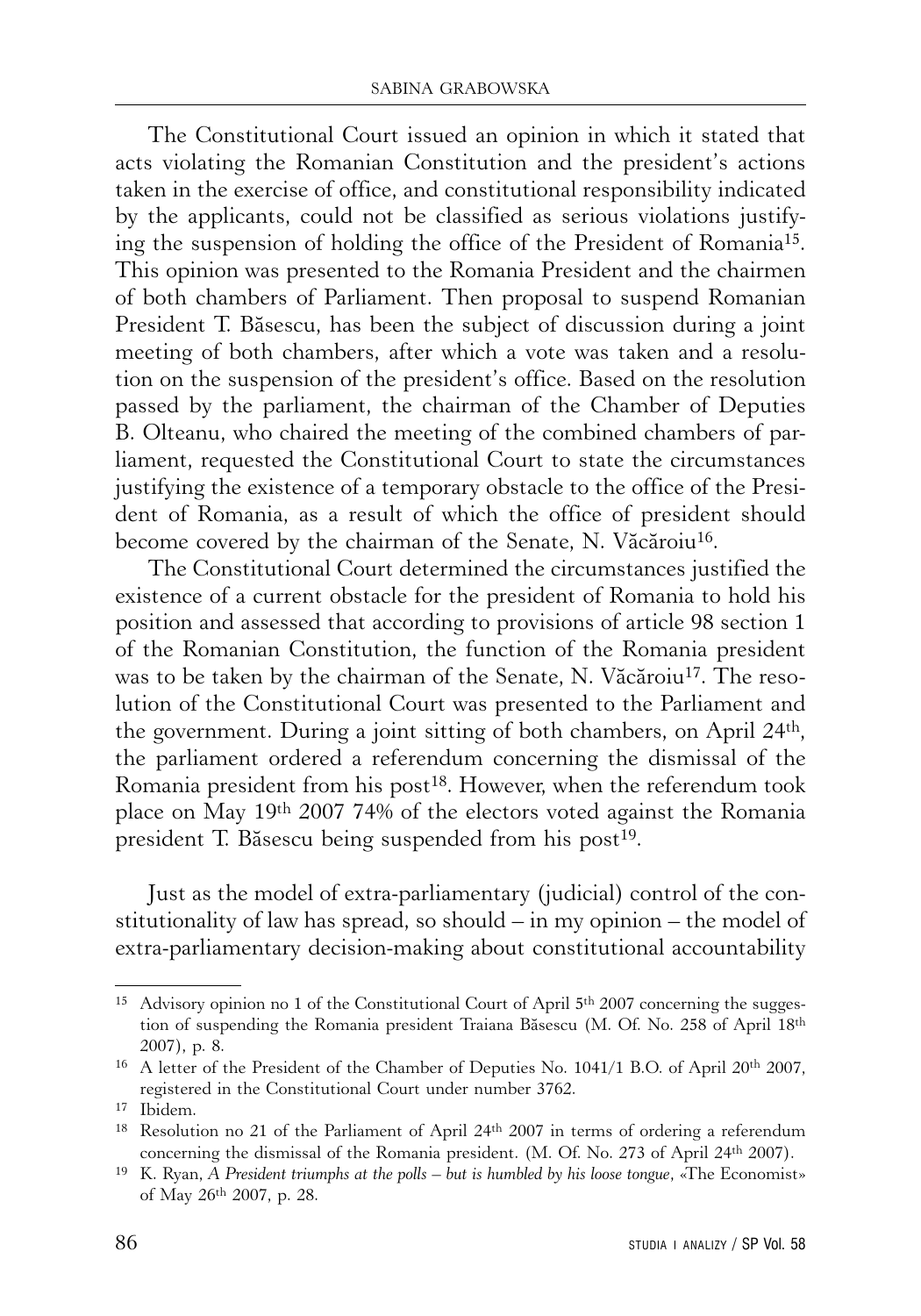The Constitutional Court issued an opinion in which it stated that acts violating the Romanian Constitution and the president's actions taken in the exercise of office, and constitutional responsibility indicated by the applicants, could not be classified as serious violations justifying the suspension of holding the office of the President of Romania[15]. This opinion was presented to the Romania President and the chairmen of both chambers of Parliament. Then proposal to suspend Romanian President T. Băsescu, has been the subject of discussion during a joint meeting of both chambers, after which a vote was taken and a resolution on the suspension of the president's office. Based on the resolution passed by the parliament, the chairman of the Chamber of Deputies B. Olteanu, who chaired the meeting of the combined chambers of parliament, requested the Constitutional Court to state the circumstances justifying the existence of a temporary obstacle to the office of the President of Romania, as a result of which the office of president should become covered by the chairman of the Senate, N. Văcăroiu[16].

The Constitutional Court determined the circumstances justified the existence of a current obstacle for the president of Romania to hold his position and assessed that according to provisions of article 98 section 1 of the Romanian Constitution, the function of the Romania president was to be taken by the chairman of the Senate, N. Văcăroiu[17]. The resolution of the Constitutional Court was presented to the Parliament and the government. During a joint sitting of both chambers, on April 24th, the parliament ordered a referendum concerning the dismissal of the Romania president from his post[18]. However, when the referendum took place on May 19th 2007 74% of the electors voted against the Romania president T. Băsescu being suspended from his post[19].

Just as the model of extra-parliamentary (judicial) control of the constitutionality of law has spread, so should – in my opinion – the model of extra-parliamentary decision-making about constitutional accountability

---

[15] Advisory opinion no 1 of the Constitutional Court of April 5th 2007 concerning the suggestion of suspending the Romania president Traiana Băsescu (M. Of. No. 258 of April 18th 2007), p. 8.

[16] A letter of the President of the Chamber of Deputies No. 1041/1 B.O. of April 20th 2007, registered in the Constitutional Court under number 3762.

[17] Ibidem.

[18] Resolution no 21 of the Parliament of April 24th 2007 in terms of ordering a referendum concerning the dismissal of the Romania president. (M. Of. No. 273 of April 24th 2007).

[19] K. Ryan, *A President triumphs at the polls – but is humbled by his loose tongue*, «The Economist» of May 26th 2007, p. 28.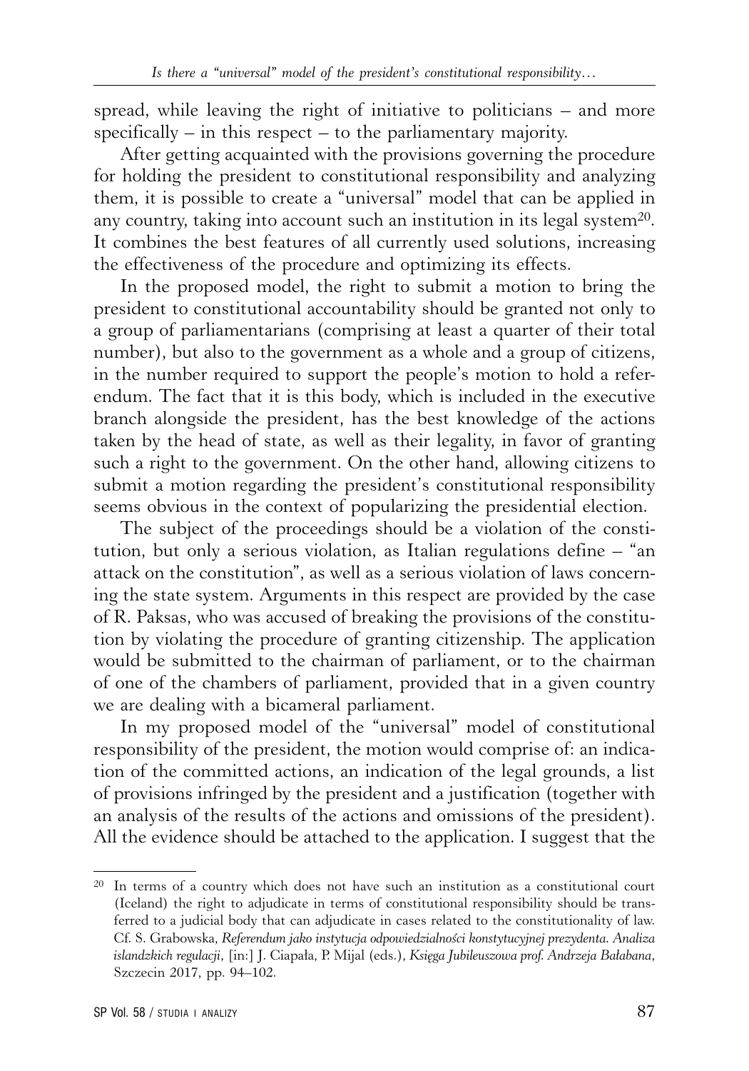spread, while leaving the right of initiative to politicians – and more specifically – in this respect – to the parliamentary majority.

After getting acquainted with the provisions governing the procedure for holding the president to constitutional responsibility and analyzing them, it is possible to create a "universal" model that can be applied in any country, taking into account such an institution in its legal system[20]. It combines the best features of all currently used solutions, increasing the effectiveness of the procedure and optimizing its effects.

In the proposed model, the right to submit a motion to bring the president to constitutional accountability should be granted not only to a group of parliamentarians (comprising at least a quarter of their total number), but also to the government as a whole and a group of citizens, in the number required to support the people's motion to hold a referendum. The fact that it is this body, which is included in the executive branch alongside the president, has the best knowledge of the actions taken by the head of state, as well as their legality, in favor of granting such a right to the government. On the other hand, allowing citizens to submit a motion regarding the president's constitutional responsibility seems obvious in the context of popularizing the presidential election.

The subject of the proceedings should be a violation of the constitution, but only a serious violation, as Italian regulations define – "an attack on the constitution", as well as a serious violation of laws concerning the state system. Arguments in this respect are provided by the case of R. Paksas, who was accused of breaking the provisions of the constitution by violating the procedure of granting citizenship. The application would be submitted to the chairman of parliament, or to the chairman of one of the chambers of parliament, provided that in a given country we are dealing with a bicameral parliament.

In my proposed model of the "universal" model of constitutional responsibility of the president, the motion would comprise of: an indication of the committed actions, an indication of the legal grounds, a list of provisions infringed by the president and a justification (together with an analysis of the results of the actions and omissions of the president). All the evidence should be attached to the application. I suggest that the

---

[20] In terms of a country which does not have such an institution as a constitutional court (Iceland) the right to adjudicate in terms of constitutional responsibility should be transferred to a judicial body that can adjudicate in cases related to the constitutionality of law. Cf. S. Grabowska, *Referendum jako instytucja odpowiedzialności konstytucyjnej prezydenta. Analiza islandzkich regulacji*, [in:] J. Ciapała, P. Mijal (eds.), *Księga Jubileuszowa prof. Andrzeja Bałabana*, Szczecin 2017, pp. 94–102.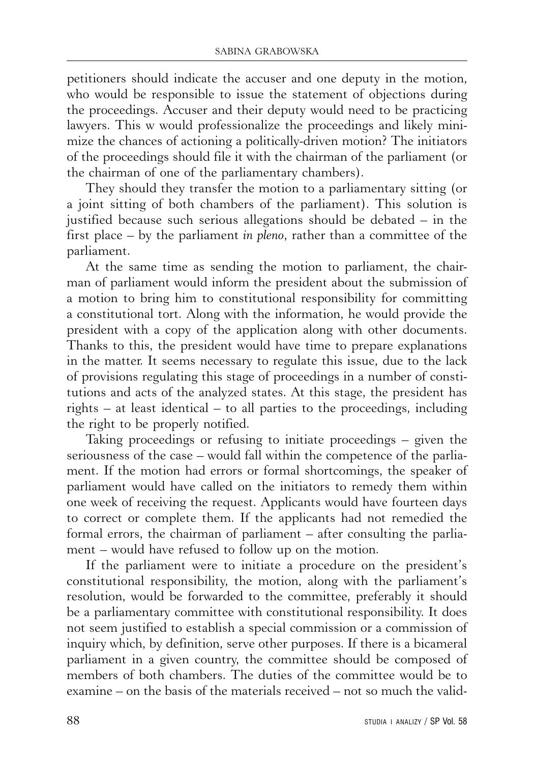petitioners should indicate the accuser and one deputy in the motion, who would be responsible to issue the statement of objections during the proceedings. Accuser and their deputy would need to be practicing lawyers. This w would professionalize the proceedings and likely minimize the chances of actioning a politically-driven motion? The initiators of the proceedings should file it with the chairman of the parliament (or the chairman of one of the parliamentary chambers).

They should they transfer the motion to a parliamentary sitting (or a joint sitting of both chambers of the parliament). This solution is justified because such serious allegations should be debated – in the first place – by the parliament *in pleno*, rather than a committee of the parliament.

At the same time as sending the motion to parliament, the chairman of parliament would inform the president about the submission of a motion to bring him to constitutional responsibility for committing a constitutional tort. Along with the information, he would provide the president with a copy of the application along with other documents. Thanks to this, the president would have time to prepare explanations in the matter. It seems necessary to regulate this issue, due to the lack of provisions regulating this stage of proceedings in a number of constitutions and acts of the analyzed states. At this stage, the president has rights – at least identical – to all parties to the proceedings, including the right to be properly notified.

Taking proceedings or refusing to initiate proceedings – given the seriousness of the case – would fall within the competence of the parliament. If the motion had errors or formal shortcomings, the speaker of parliament would have called on the initiators to remedy them within one week of receiving the request. Applicants would have fourteen days to correct or complete them. If the applicants had not remedied the formal errors, the chairman of parliament – after consulting the parliament – would have refused to follow up on the motion.

If the parliament were to initiate a procedure on the president's constitutional responsibility, the motion, along with the parliament's resolution, would be forwarded to the committee, preferably it should be a parliamentary committee with constitutional responsibility. It does not seem justified to establish a special commission or a commission of inquiry which, by definition, serve other purposes. If there is a bicameral parliament in a given country, the committee should be composed of members of both chambers. The duties of the committee would be to examine – on the basis of the materials received – not so much the valid-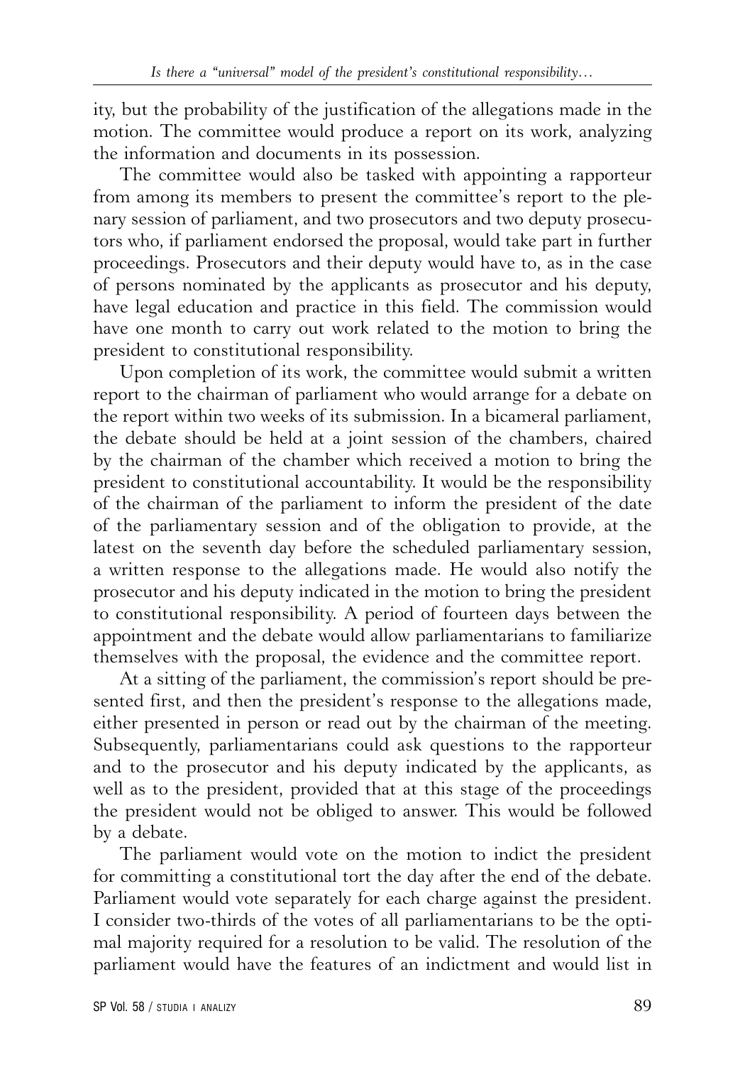ity, but the probability of the justification of the allegations made in the motion. The committee would produce a report on its work, analyzing the information and documents in its possession.

The committee would also be tasked with appointing a rapporteur from among its members to present the committee's report to the plenary session of parliament, and two prosecutors and two deputy prosecutors who, if parliament endorsed the proposal, would take part in further proceedings. Prosecutors and their deputy would have to, as in the case of persons nominated by the applicants as prosecutor and his deputy, have legal education and practice in this field. The commission would have one month to carry out work related to the motion to bring the president to constitutional responsibility.

Upon completion of its work, the committee would submit a written report to the chairman of parliament who would arrange for a debate on the report within two weeks of its submission. In a bicameral parliament, the debate should be held at a joint session of the chambers, chaired by the chairman of the chamber which received a motion to bring the president to constitutional accountability. It would be the responsibility of the chairman of the parliament to inform the president of the date of the parliamentary session and of the obligation to provide, at the latest on the seventh day before the scheduled parliamentary session, a written response to the allegations made. He would also notify the prosecutor and his deputy indicated in the motion to bring the president to constitutional responsibility. A period of fourteen days between the appointment and the debate would allow parliamentarians to familiarize themselves with the proposal, the evidence and the committee report.

At a sitting of the parliament, the commission's report should be presented first, and then the president's response to the allegations made, either presented in person or read out by the chairman of the meeting. Subsequently, parliamentarians could ask questions to the rapporteur and to the prosecutor and his deputy indicated by the applicants, as well as to the president, provided that at this stage of the proceedings the president would not be obliged to answer. This would be followed by a debate.

The parliament would vote on the motion to indict the president for committing a constitutional tort the day after the end of the debate. Parliament would vote separately for each charge against the president. I consider two-thirds of the votes of all parliamentarians to be the optimal majority required for a resolution to be valid. The resolution of the parliament would have the features of an indictment and would list in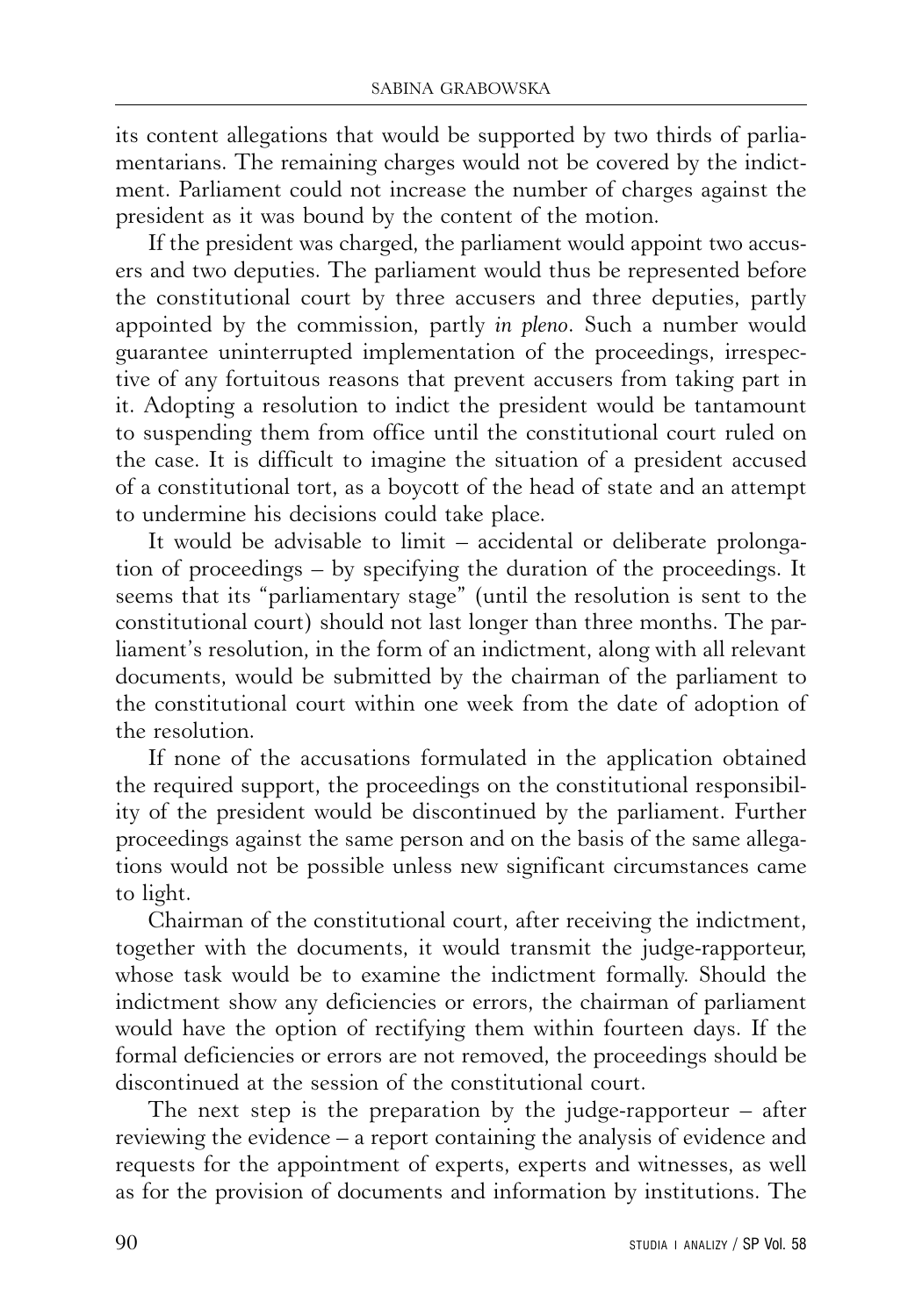its content allegations that would be supported by two thirds of parliamentarians. The remaining charges would not be covered by the indictment. Parliament could not increase the number of charges against the president as it was bound by the content of the motion.

If the president was charged, the parliament would appoint two accusers and two deputies. The parliament would thus be represented before the constitutional court by three accusers and three deputies, partly appointed by the commission, partly *in pleno*. Such a number would guarantee uninterrupted implementation of the proceedings, irrespective of any fortuitous reasons that prevent accusers from taking part in it. Adopting a resolution to indict the president would be tantamount to suspending them from office until the constitutional court ruled on the case. It is difficult to imagine the situation of a president accused of a constitutional tort, as a boycott of the head of state and an attempt to undermine his decisions could take place.

It would be advisable to limit – accidental or deliberate prolongation of proceedings – by specifying the duration of the proceedings. It seems that its "parliamentary stage" (until the resolution is sent to the constitutional court) should not last longer than three months. The parliament's resolution, in the form of an indictment, along with all relevant documents, would be submitted by the chairman of the parliament to the constitutional court within one week from the date of adoption of the resolution.

If none of the accusations formulated in the application obtained the required support, the proceedings on the constitutional responsibility of the president would be discontinued by the parliament. Further proceedings against the same person and on the basis of the same allegations would not be possible unless new significant circumstances came to light.

Chairman of the constitutional court, after receiving the indictment, together with the documents, it would transmit the judge-rapporteur, whose task would be to examine the indictment formally. Should the indictment show any deficiencies or errors, the chairman of parliament would have the option of rectifying them within fourteen days. If the formal deficiencies or errors are not removed, the proceedings should be discontinued at the session of the constitutional court.

The next step is the preparation by the judge-rapporteur – after reviewing the evidence – a report containing the analysis of evidence and requests for the appointment of experts, experts and witnesses, as well as for the provision of documents and information by institutions. The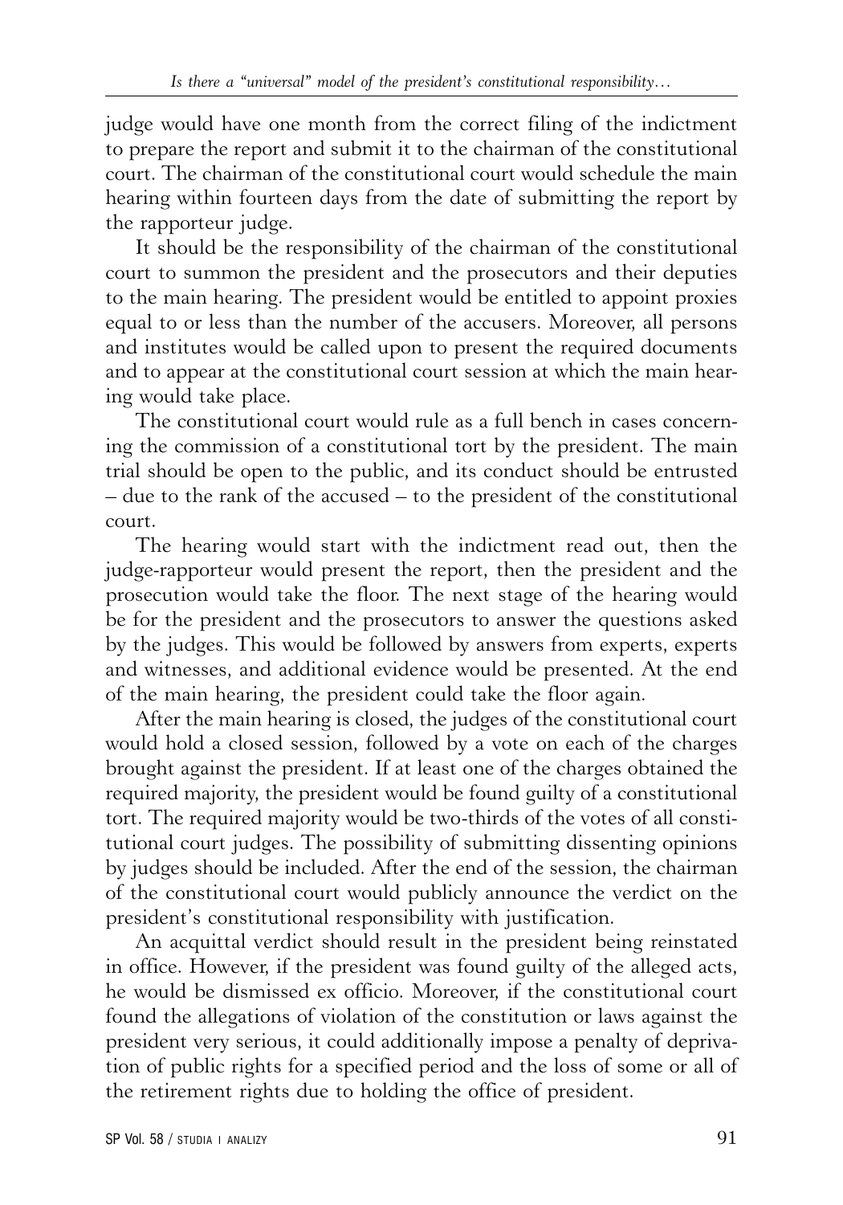judge would have one month from the correct filing of the indictment to prepare the report and submit it to the chairman of the constitutional court. The chairman of the constitutional court would schedule the main hearing within fourteen days from the date of submitting the report by the rapporteur judge.

It should be the responsibility of the chairman of the constitutional court to summon the president and the prosecutors and their deputies to the main hearing. The president would be entitled to appoint proxies equal to or less than the number of the accusers. Moreover, all persons and institutes would be called upon to present the required documents and to appear at the constitutional court session at which the main hearing would take place.

The constitutional court would rule as a full bench in cases concerning the commission of a constitutional tort by the president. The main trial should be open to the public, and its conduct should be entrusted – due to the rank of the accused – to the president of the constitutional court.

The hearing would start with the indictment read out, then the judge-rapporteur would present the report, then the president and the prosecution would take the floor. The next stage of the hearing would be for the president and the prosecutors to answer the questions asked by the judges. This would be followed by answers from experts, experts and witnesses, and additional evidence would be presented. At the end of the main hearing, the president could take the floor again.

After the main hearing is closed, the judges of the constitutional court would hold a closed session, followed by a vote on each of the charges brought against the president. If at least one of the charges obtained the required majority, the president would be found guilty of a constitutional tort. The required majority would be two-thirds of the votes of all constitutional court judges. The possibility of submitting dissenting opinions by judges should be included. After the end of the session, the chairman of the constitutional court would publicly announce the verdict on the president's constitutional responsibility with justification.

An acquittal verdict should result in the president being reinstated in office. However, if the president was found guilty of the alleged acts, he would be dismissed ex officio. Moreover, if the constitutional court found the allegations of violation of the constitution or laws against the president very serious, it could additionally impose a penalty of deprivation of public rights for a specified period and the loss of some or all of the retirement rights due to holding the office of president.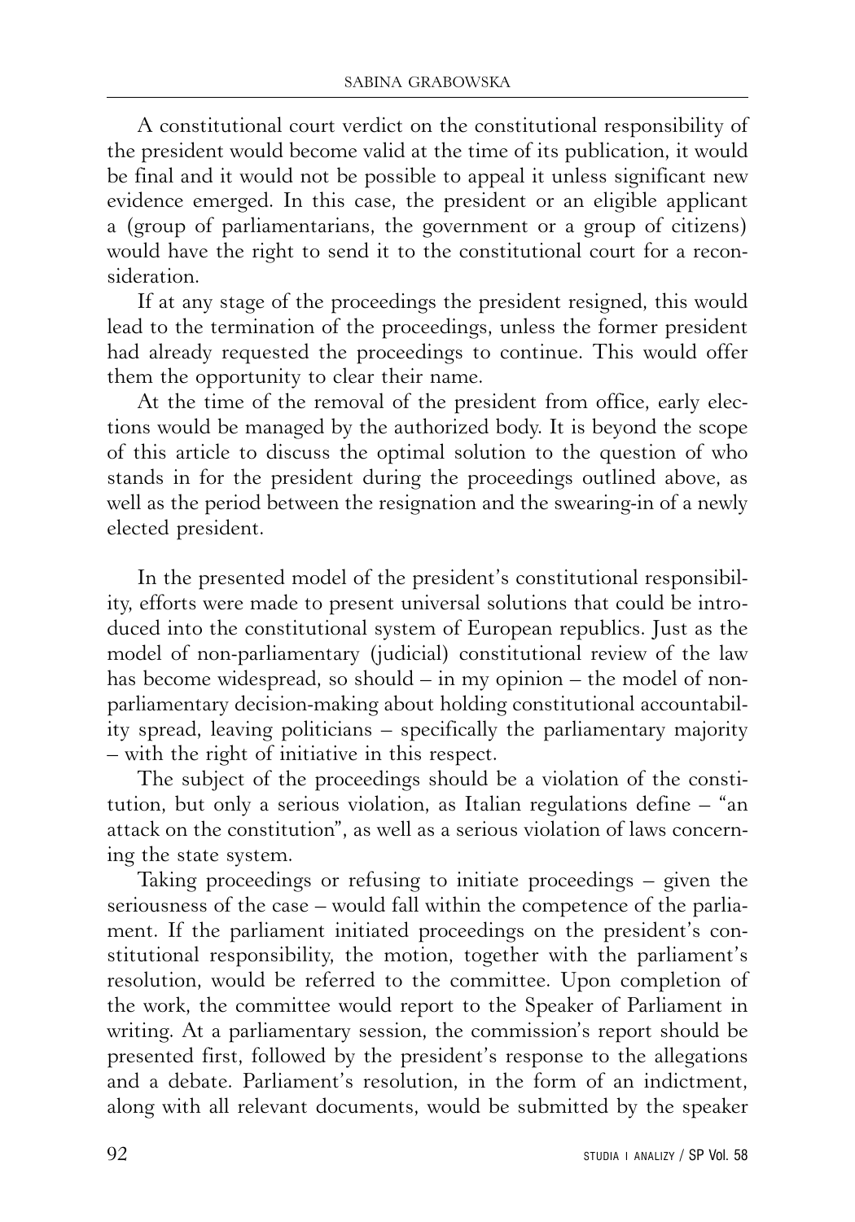A constitutional court verdict on the constitutional responsibility of the president would become valid at the time of its publication, it would be final and it would not be possible to appeal it unless significant new evidence emerged. In this case, the president or an eligible applicant a (group of parliamentarians, the government or a group of citizens) would have the right to send it to the constitutional court for a reconsideration.

If at any stage of the proceedings the president resigned, this would lead to the termination of the proceedings, unless the former president had already requested the proceedings to continue. This would offer them the opportunity to clear their name.

At the time of the removal of the president from office, early elections would be managed by the authorized body. It is beyond the scope of this article to discuss the optimal solution to the question of who stands in for the president during the proceedings outlined above, as well as the period between the resignation and the swearing-in of a newly elected president.

In the presented model of the president's constitutional responsibility, efforts were made to present universal solutions that could be introduced into the constitutional system of European republics. Just as the model of non-parliamentary (judicial) constitutional review of the law has become widespread, so should – in my opinion – the model of non-parliamentary decision-making about holding constitutional accountability spread, leaving politicians – specifically the parliamentary majority – with the right of initiative in this respect.

The subject of the proceedings should be a violation of the constitution, but only a serious violation, as Italian regulations define – "an attack on the constitution", as well as a serious violation of laws concerning the state system.

Taking proceedings or refusing to initiate proceedings – given the seriousness of the case – would fall within the competence of the parliament. If the parliament initiated proceedings on the president's constitutional responsibility, the motion, together with the parliament's resolution, would be referred to the committee. Upon completion of the work, the committee would report to the Speaker of Parliament in writing. At a parliamentary session, the commission's report should be presented first, followed by the president's response to the allegations and a debate. Parliament's resolution, in the form of an indictment, along with all relevant documents, would be submitted by the speaker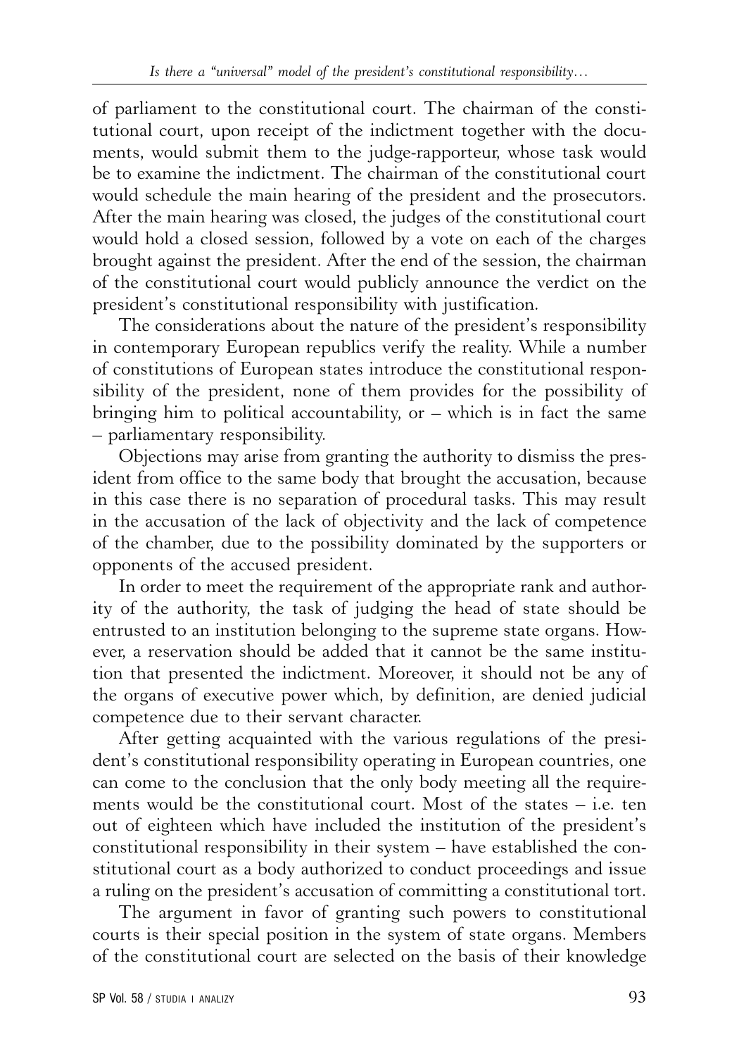of parliament to the constitutional court. The chairman of the constitutional court, upon receipt of the indictment together with the documents, would submit them to the judge-rapporteur, whose task would be to examine the indictment. The chairman of the constitutional court would schedule the main hearing of the president and the prosecutors. After the main hearing was closed, the judges of the constitutional court would hold a closed session, followed by a vote on each of the charges brought against the president. After the end of the session, the chairman of the constitutional court would publicly announce the verdict on the president's constitutional responsibility with justification.

The considerations about the nature of the president's responsibility in contemporary European republics verify the reality. While a number of constitutions of European states introduce the constitutional responsibility of the president, none of them provides for the possibility of bringing him to political accountability, or – which is in fact the same – parliamentary responsibility.

Objections may arise from granting the authority to dismiss the president from office to the same body that brought the accusation, because in this case there is no separation of procedural tasks. This may result in the accusation of the lack of objectivity and the lack of competence of the chamber, due to the possibility dominated by the supporters or opponents of the accused president.

In order to meet the requirement of the appropriate rank and authority of the authority, the task of judging the head of state should be entrusted to an institution belonging to the supreme state organs. However, a reservation should be added that it cannot be the same institution that presented the indictment. Moreover, it should not be any of the organs of executive power which, by definition, are denied judicial competence due to their servant character.

After getting acquainted with the various regulations of the president's constitutional responsibility operating in European countries, one can come to the conclusion that the only body meeting all the requirements would be the constitutional court. Most of the states – i.e. ten out of eighteen which have included the institution of the president's constitutional responsibility in their system – have established the constitutional court as a body authorized to conduct proceedings and issue a ruling on the president's accusation of committing a constitutional tort.

The argument in favor of granting such powers to constitutional courts is their special position in the system of state organs. Members of the constitutional court are selected on the basis of their knowledge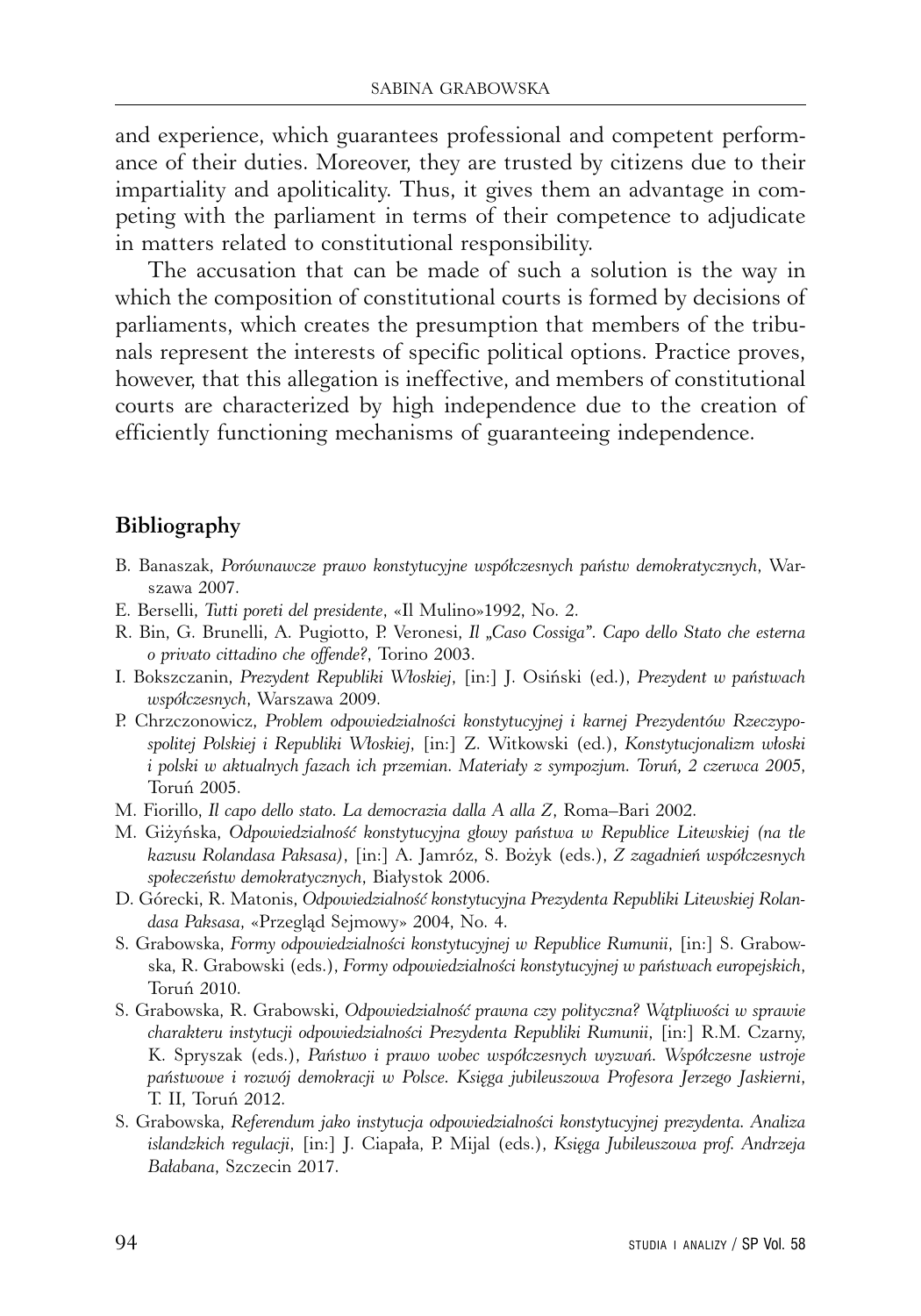and experience, which guarantees professional and competent performance of their duties. Moreover, they are trusted by citizens due to their impartiality and apoliticality. Thus, it gives them an advantage in competing with the parliament in terms of their competence to adjudicate in matters related to constitutional responsibility.

The accusation that can be made of such a solution is the way in which the composition of constitutional courts is formed by decisions of parliaments, which creates the presumption that members of the tribunals represent the interests of specific political options. Practice proves, however, that this allegation is ineffective, and members of constitutional courts are characterized by high independence due to the creation of efficiently functioning mechanisms of guaranteeing independence.

## Bibliography

- B. Banaszak, *Porównawcze prawo konstytucyjne współczesnych państw demokratycznych*, Warszawa 2007.
- E. Berselli, *Tutti poreti del presidente*, «Il Mulino»1992, No. 2.
- R. Bin, G. Brunelli, A. Pugiotto, P. Veronesi, *Il „Caso Cossiga". Capo dello Stato che esterna o privato cittadino che offende?*, Torino 2003.
- I. Bokszczanin, *Prezydent Republiki Włoskiej*, [in:] J. Osiński (ed.), *Prezydent w państwach współczesnych*, Warszawa 2009.
- P. Chrzczonowicz, *Problem odpowiedzialności konstytucyjnej i karnej Prezydentów Rzeczypospolitej Polskiej i Republiki Włoskiej*, [in:] Z. Witkowski (ed.), *Konstytucjonalizm włoski i polski w aktualnych fazach ich przemian. Materiały z sympozjum. Toruń, 2 czerwca 2005*, Toruń 2005.
- M. Fiorillo, *Il capo dello stato. La democrazia dalla A alla Z*, Roma–Bari 2002.
- M. Giżyńska, *Odpowiedzialność konstytucyjna głowy państwa w Republice Litewskiej (na tle kazusu Rolandasa Paksasa)*, [in:] A. Jamróz, S. Bożyk (eds.), *Z zagadnień współczesnych społeczeństw demokratycznych*, Białystok 2006.
- D. Górecki, R. Matonis, *Odpowiedzialność konstytucyjna Prezydenta Republiki Litewskiej Rolandasa Paksasa*, «Przegląd Sejmowy» 2004, No. 4.
- S. Grabowska, *Formy odpowiedzialności konstytucyjnej w Republice Rumunii*, [in:] S. Grabowska, R. Grabowski (eds.), *Formy odpowiedzialności konstytucyjnej w państwach europejskich*, Toruń 2010.
- S. Grabowska, R. Grabowski, *Odpowiedzialność prawna czy polityczna? Wątpliwości w sprawie charakteru instytucji odpowiedzialności Prezydenta Republiki Rumunii*, [in:] R.M. Czarny, K. Spryszak (eds.), *Państwo i prawo wobec współczesnych wyzwań. Współczesne ustroje państwowe i rozwój demokracji w Polsce. Księga jubileuszowa Profesora Jerzego Jaskierni*, T. II, Toruń 2012.
- S. Grabowska, *Referendum jako instytucja odpowiedzialności konstytucyjnej prezydenta. Analiza islandzkich regulacji*, [in:] J. Ciapała, P. Mijal (eds.), *Księga Jubileuszowa prof. Andrzeja Bałabana*, Szczecin 2017.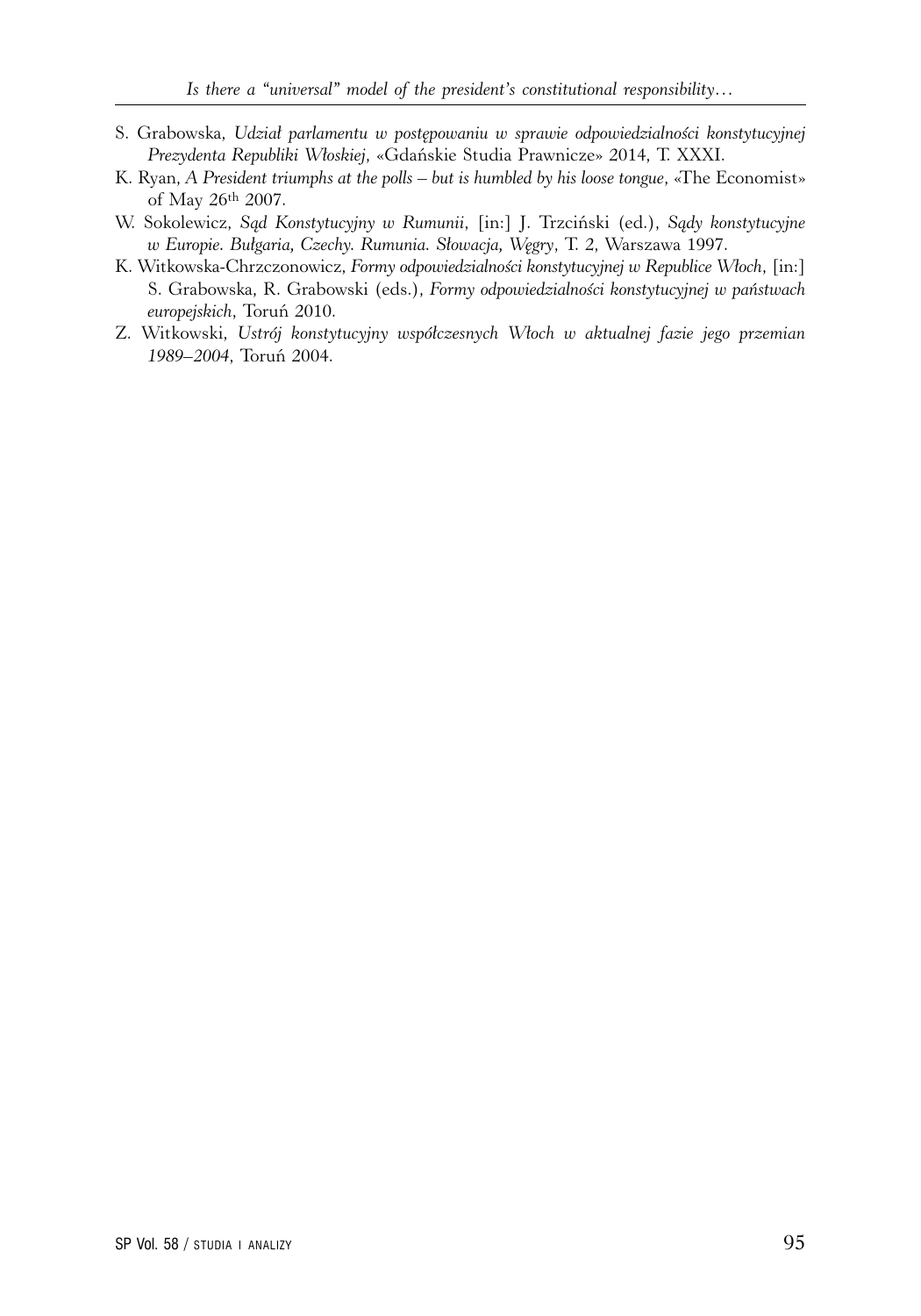- S. Grabowska, *Udział parlamentu w postępowaniu w sprawie odpowiedzialności konstytucyjnej Prezydenta Republiki Włoskiej*, «Gdańskie Studia Prawnicze» 2014, T. XXXI.
- K. Ryan, *A President triumphs at the polls – but is humbled by his loose tongue*, «The Economist» of May 26th 2007.
- W. Sokolewicz, *Sąd Konstytucyjny w Rumunii*, [in:] J. Trzciński (ed.), *Sądy konstytucyjne w Europie. Bułgaria, Czechy. Rumunia. Słowacja, Węgry*, T. 2, Warszawa 1997.
- K. Witkowska-Chrzczonowicz, *Formy odpowiedzialności konstytucyjnej w Republice Włoch*, [in:] S. Grabowska, R. Grabowski (eds.), *Formy odpowiedzialności konstytucyjnej w państwach europejskich*, Toruń 2010.
- Z. Witkowski, *Ustrój konstytucyjny współczesnych Włoch w aktualnej fazie jego przemian 1989–2004*, Toruń 2004.